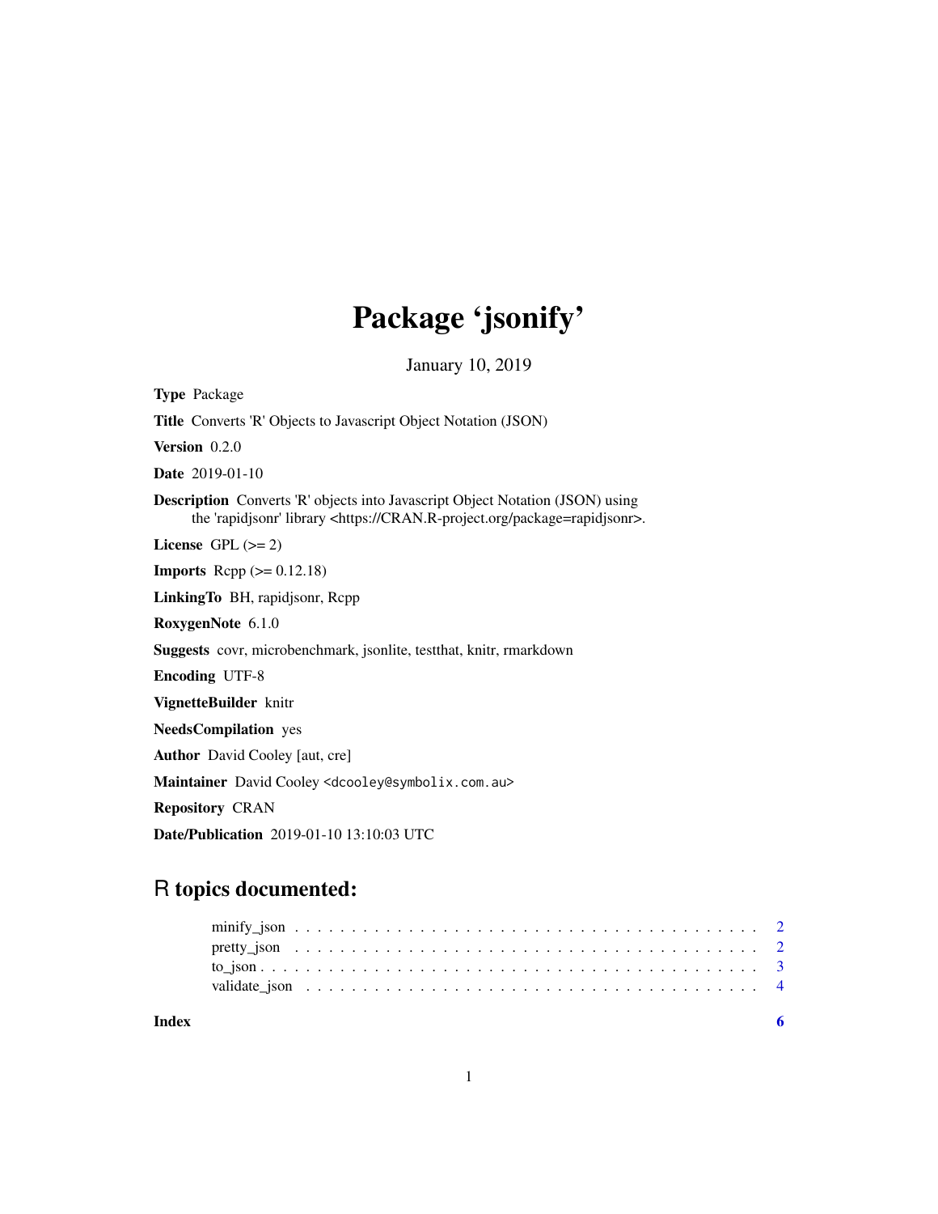# Package 'jsonify'

January 10, 2019

**Type** Package

**Title** Converts 'R' Objects to Javascript Object Notation (JSON)

**Version** 0.2.0

**Date** 2019-01-10

**Description** Converts 'R' objects into Javascript Object Notation (JSON) using the 'rapidjsonr' library <https://CRAN.R-project.org/package=rapidjsonr>.

**License** GPL (>= 2)

**Imports** Rcpp (>= 0.12.18)

**LinkingTo** BH, rapidjsonr, Rcpp

**RoxygenNote** 6.1.0

**Suggests** covr, microbenchmark, jsonlite, testthat, knitr, rmarkdown

**Encoding** UTF-8

**VignetteBuilder** knitr

**NeedsCompilation** yes

**Author** David Cooley [aut, cre]

**Maintainer** David Cooley <dcooley@symbolix.com.au>

**Repository** CRAN

**Date/Publication** 2019-01-10 13:10:03 UTC

## R topics documented:

- minify_json . . . . . . . . . . . . . . . . . . . . . . . . . . . . . . . . . . . . . . . . 2
- pretty_json . . . . . . . . . . . . . . . . . . . . . . . . . . . . . . . . . . . . . . . . 2
- to_json . . . . . . . . . . . . . . . . . . . . . . . . . . . . . . . . . . . . . . . . . . 3
- validate_json . . . . . . . . . . . . . . . . . . . . . . . . . . . . . . . . . . . . . . . 4

**Index** 6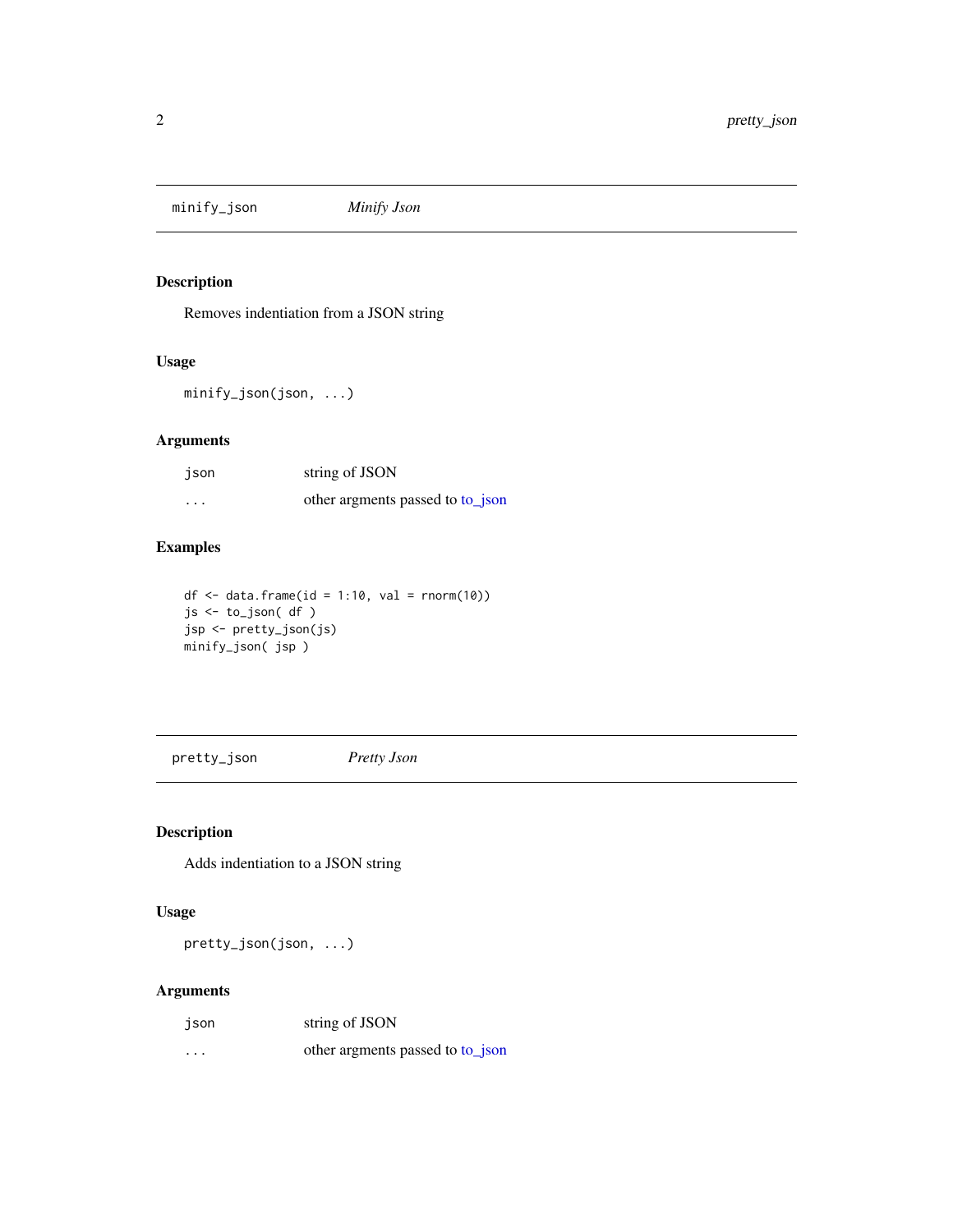## minify_json *Minify Json*

### Description

Removes indentiation from a JSON string

### Usage

```
minify_json(json, ...)
```

### Arguments

| | |
|---|---|
| json | string of JSON |
| ... | other argments passed to to_json |

### Examples

```
df <- data.frame(id = 1:10, val = rnorm(10))
js <- to_json( df )
jsp <- pretty_json(js)
minify_json( jsp )
```

## pretty_json *Pretty Json*

### Description

Adds indentiation to a JSON string

### Usage

```
pretty_json(json, ...)
```

### Arguments

| | |
|---|---|
| json | string of JSON |
| ... | other argments passed to to_json |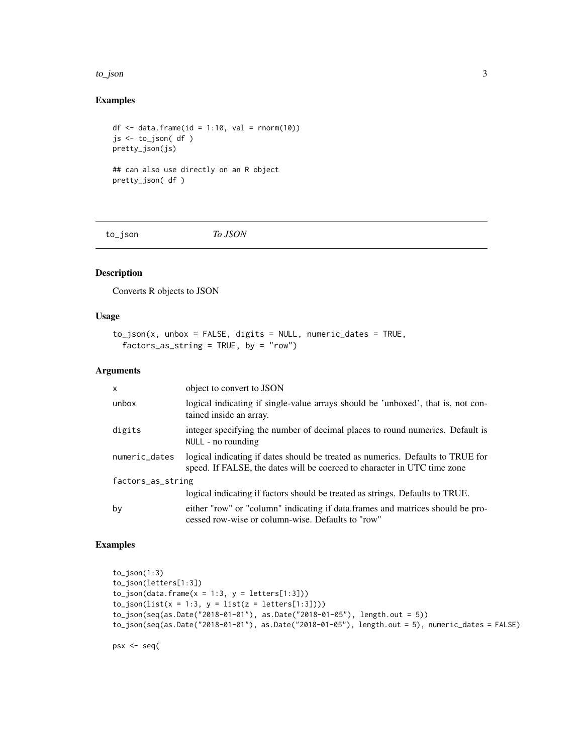### Examples

```
df <- data.frame(id = 1:10, val = rnorm(10))
js <- to_json( df )
pretty_json(js)

## can also use directly on an R object
pretty_json( df )
```

---

## to_json *To JSON*

---

### Description

Converts R objects to JSON

### Usage

```
to_json(x, unbox = FALSE, digits = NULL, numeric_dates = TRUE,
  factors_as_string = TRUE, by = "row")
```

### Arguments

| | |
|---|---|
| `x` | object to convert to JSON |
| `unbox` | logical indicating if single-value arrays should be 'unboxed', that is, not contained inside an array. |
| `digits` | integer specifying the number of decimal places to round numerics. Default is `NULL` - no rounding |
| `numeric_dates` | logical indicating if dates should be treated as numerics. Defaults to TRUE for speed. If FALSE, the dates will be coerced to character in UTC time zone |
| `factors_as_string` | logical indicating if factors should be treated as strings. Defaults to TRUE. |
| `by` | either "row" or "column" indicating if data.frames and matrices should be processed row-wise or column-wise. Defaults to "row" |

### Examples

```
to_json(1:3)
to_json(letters[1:3])
to_json(data.frame(x = 1:3, y = letters[1:3]))
to_json(list(x = 1:3, y = list(z = letters[1:3])))
to_json(seq(as.Date("2018-01-01"), as.Date("2018-01-05"), length.out = 5))
to_json(seq(as.Date("2018-01-01"), as.Date("2018-01-05"), length.out = 5), numeric_dates = FALSE)

psx <- seq(
```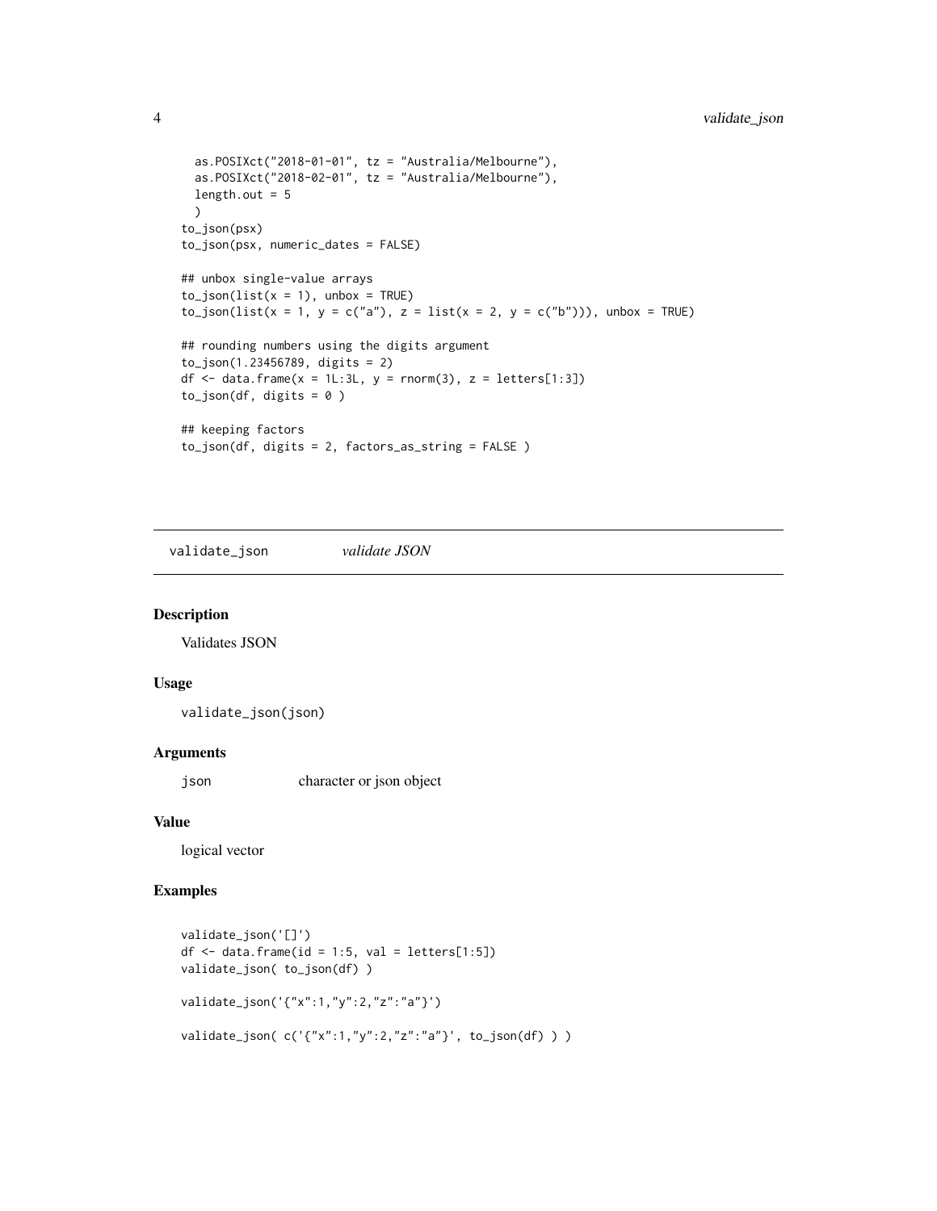```
  as.POSIXct("2018-01-01", tz = "Australia/Melbourne"),
  as.POSIXct("2018-02-01", tz = "Australia/Melbourne"),
  length.out = 5
  )
to_json(psx)
to_json(psx, numeric_dates = FALSE)

## unbox single-value arrays
to_json(list(x = 1), unbox = TRUE)
to_json(list(x = 1, y = c("a"), z = list(x = 2, y = c("b"))), unbox = TRUE)

## rounding numbers using the digits argument
to_json(1.23456789, digits = 2)
df <- data.frame(x = 1L:3L, y = rnorm(3), z = letters[1:3])
to_json(df, digits = 0 )

## keeping factors
to_json(df, digits = 2, factors_as_string = FALSE )
```

## validate_json *validate JSON*

### Description

Validates JSON

### Usage

```
validate_json(json)
```

### Arguments

| | |
|---|---|
| json | character or json object |

### Value

logical vector

### Examples

```
validate_json('[]')
df <- data.frame(id = 1:5, val = letters[1:5])
validate_json( to_json(df) )

validate_json('{"x":1,"y":2,"z":"a"}')

validate_json( c('{"x":1,"y":2,"z":"a"}', to_json(df) ) )
```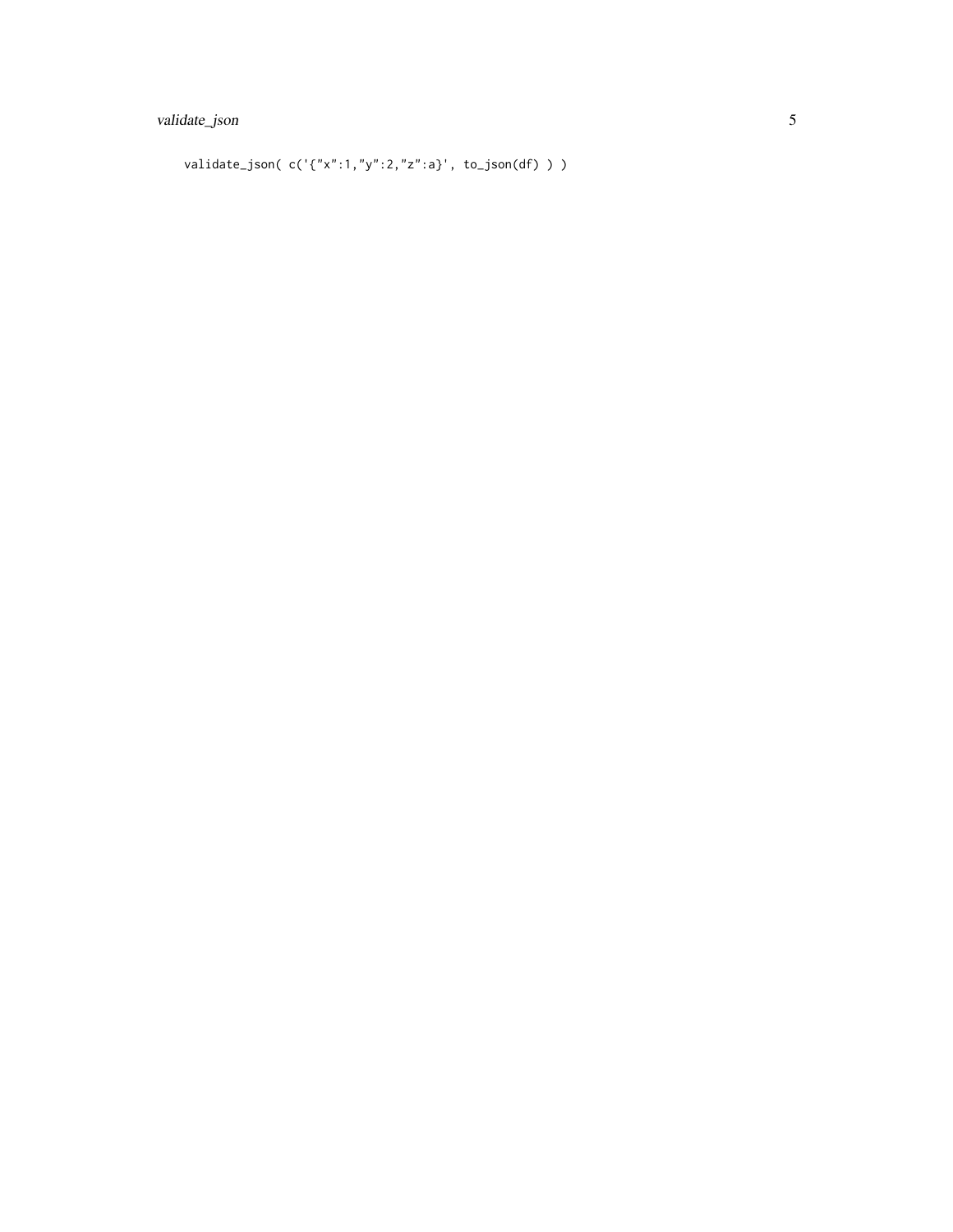```
validate_json( c('{"x":1,"y":2,"z":a}', to_json(df) ) )
```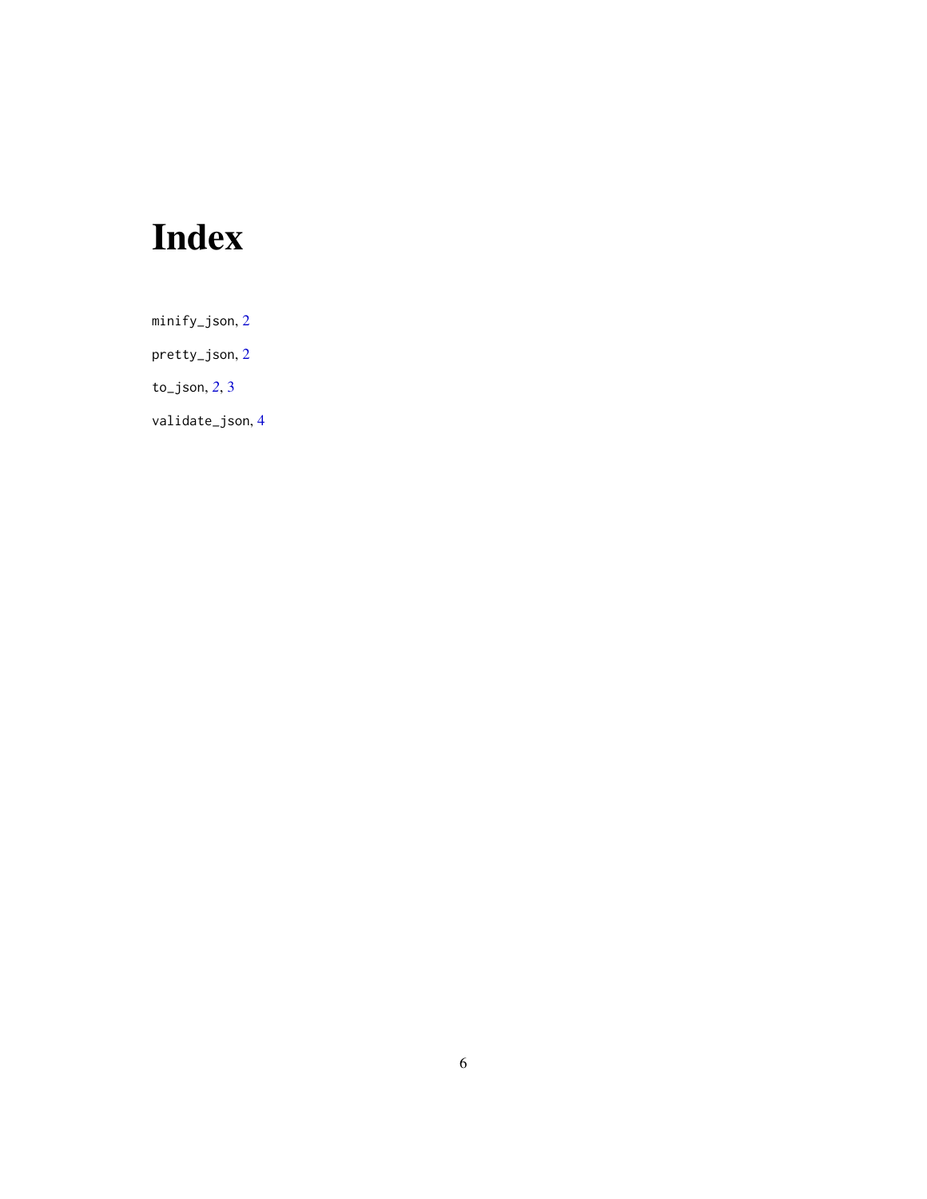# Index

minify_json, 2

pretty_json, 2

to_json, *2*, 3

validate_json, 4